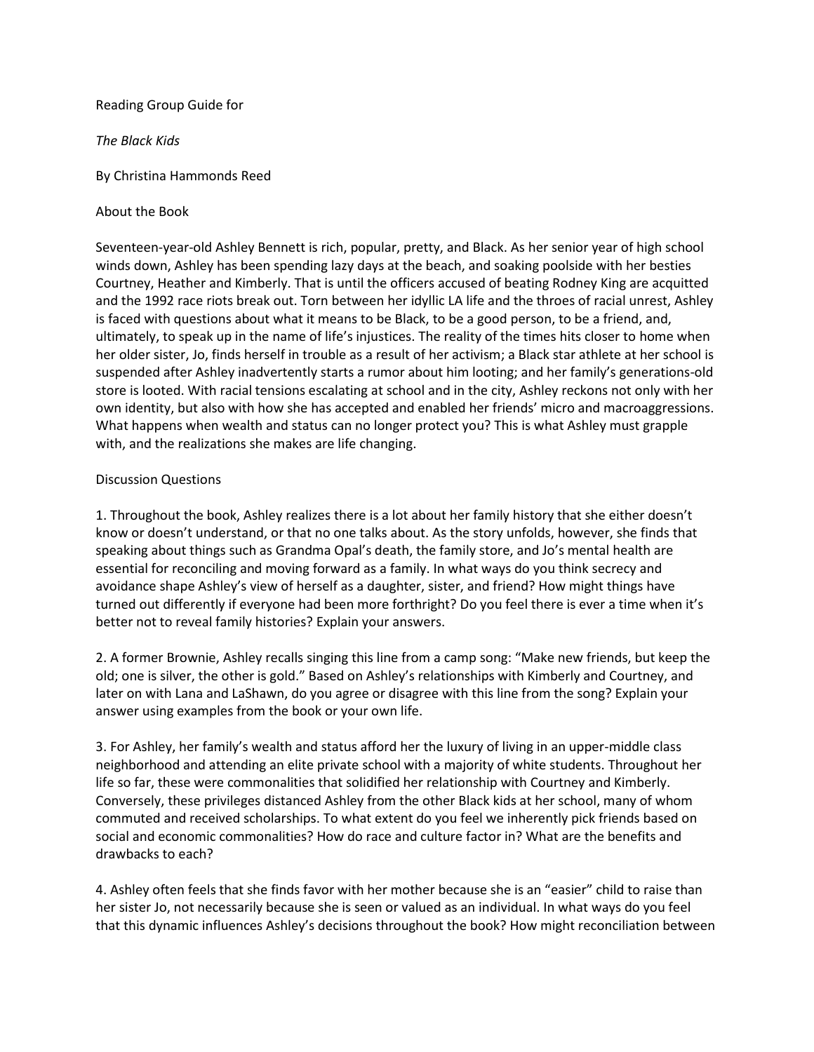Reading Group Guide for

*The Black Kids*

By Christina Hammonds Reed

## About the Book

Seventeen-year-old Ashley Bennett is rich, popular, pretty, and Black. As her senior year of high school winds down, Ashley has been spending lazy days at the beach, and soaking poolside with her besties Courtney, Heather and Kimberly. That is until the officers accused of beating Rodney King are acquitted and the 1992 race riots break out. Torn between her idyllic LA life and the throes of racial unrest, Ashley is faced with questions about what it means to be Black, to be a good person, to be a friend, and, ultimately, to speak up in the name of life's injustices. The reality of the times hits closer to home when her older sister, Jo, finds herself in trouble as a result of her activism; a Black star athlete at her school is suspended after Ashley inadvertently starts a rumor about him looting; and her family's generations-old store is looted. With racial tensions escalating at school and in the city, Ashley reckons not only with her own identity, but also with how she has accepted and enabled her friends' micro and macroaggressions. What happens when wealth and status can no longer protect you? This is what Ashley must grapple with, and the realizations she makes are life changing.

## Discussion Questions

1. Throughout the book, Ashley realizes there is a lot about her family history that she either doesn't know or doesn't understand, or that no one talks about. As the story unfolds, however, she finds that speaking about things such as Grandma Opal's death, the family store, and Jo's mental health are essential for reconciling and moving forward as a family. In what ways do you think secrecy and avoidance shape Ashley's view of herself as a daughter, sister, and friend? How might things have turned out differently if everyone had been more forthright? Do you feel there is ever a time when it's better not to reveal family histories? Explain your answers.

2. A former Brownie, Ashley recalls singing this line from a camp song: "Make new friends, but keep the old; one is silver, the other is gold." Based on Ashley's relationships with Kimberly and Courtney, and later on with Lana and LaShawn, do you agree or disagree with this line from the song? Explain your answer using examples from the book or your own life.

3. For Ashley, her family's wealth and status afford her the luxury of living in an upper-middle class neighborhood and attending an elite private school with a majority of white students. Throughout her life so far, these were commonalities that solidified her relationship with Courtney and Kimberly. Conversely, these privileges distanced Ashley from the other Black kids at her school, many of whom commuted and received scholarships. To what extent do you feel we inherently pick friends based on social and economic commonalities? How do race and culture factor in? What are the benefits and drawbacks to each?

4. Ashley often feels that she finds favor with her mother because she is an "easier" child to raise than her sister Jo, not necessarily because she is seen or valued as an individual. In what ways do you feel that this dynamic influences Ashley's decisions throughout the book? How might reconciliation between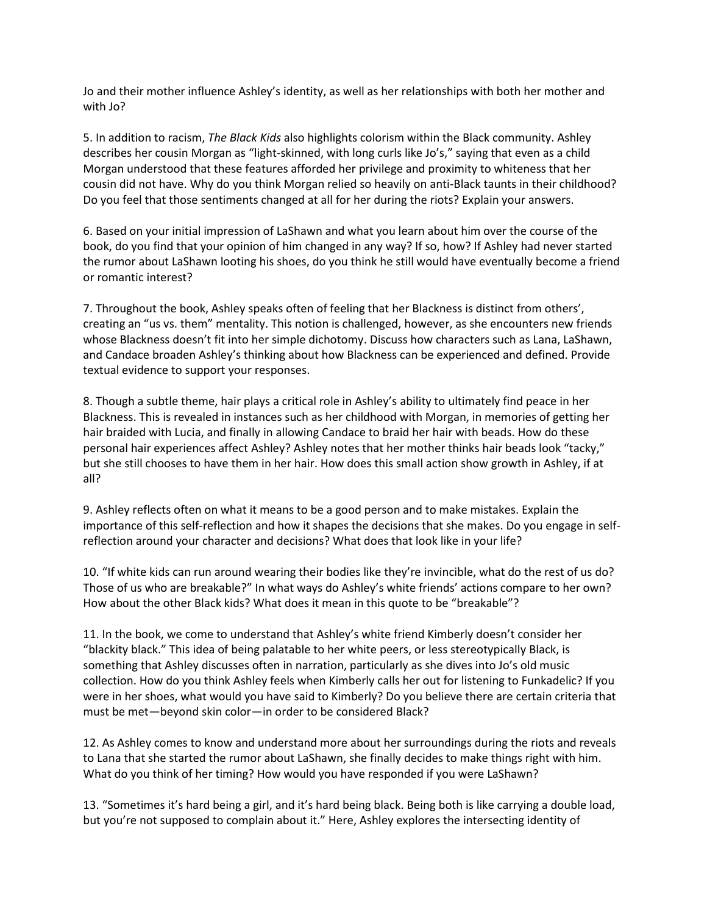Jo and their mother influence Ashley's identity, as well as her relationships with both her mother and with Jo?

5. In addition to racism, *The Black Kids* also highlights colorism within the Black community. Ashley describes her cousin Morgan as "light-skinned, with long curls like Jo's," saying that even as a child Morgan understood that these features afforded her privilege and proximity to whiteness that her cousin did not have. Why do you think Morgan relied so heavily on anti-Black taunts in their childhood? Do you feel that those sentiments changed at all for her during the riots? Explain your answers.

6. Based on your initial impression of LaShawn and what you learn about him over the course of the book, do you find that your opinion of him changed in any way? If so, how? If Ashley had never started the rumor about LaShawn looting his shoes, do you think he still would have eventually become a friend or romantic interest?

7. Throughout the book, Ashley speaks often of feeling that her Blackness is distinct from others', creating an "us vs. them" mentality. This notion is challenged, however, as she encounters new friends whose Blackness doesn't fit into her simple dichotomy. Discuss how characters such as Lana, LaShawn, and Candace broaden Ashley's thinking about how Blackness can be experienced and defined. Provide textual evidence to support your responses.

8. Though a subtle theme, hair plays a critical role in Ashley's ability to ultimately find peace in her Blackness. This is revealed in instances such as her childhood with Morgan, in memories of getting her hair braided with Lucia, and finally in allowing Candace to braid her hair with beads. How do these personal hair experiences affect Ashley? Ashley notes that her mother thinks hair beads look "tacky," but she still chooses to have them in her hair. How does this small action show growth in Ashley, if at all?

9. Ashley reflects often on what it means to be a good person and to make mistakes. Explain the importance of this self-reflection and how it shapes the decisions that she makes. Do you engage in self-reflection around your character and decisions? What does that look like in your life?

10. "If white kids can run around wearing their bodies like they're invincible, what do the rest of us do? Those of us who are breakable?" In what ways do Ashley's white friends' actions compare to her own? How about the other Black kids? What does it mean in this quote to be "breakable"?

11. In the book, we come to understand that Ashley's white friend Kimberly doesn't consider her "blackity black." This idea of being palatable to her white peers, or less stereotypically Black, is something that Ashley discusses often in narration, particularly as she dives into Jo's old music collection. How do you think Ashley feels when Kimberly calls her out for listening to Funkadelic? If you were in her shoes, what would you have said to Kimberly? Do you believe there are certain criteria that must be met—beyond skin color—in order to be considered Black?

12. As Ashley comes to know and understand more about her surroundings during the riots and reveals to Lana that she started the rumor about LaShawn, she finally decides to make things right with him. What do you think of her timing? How would you have responded if you were LaShawn?

13. "Sometimes it's hard being a girl, and it's hard being black. Being both is like carrying a double load, but you're not supposed to complain about it." Here, Ashley explores the intersecting identity of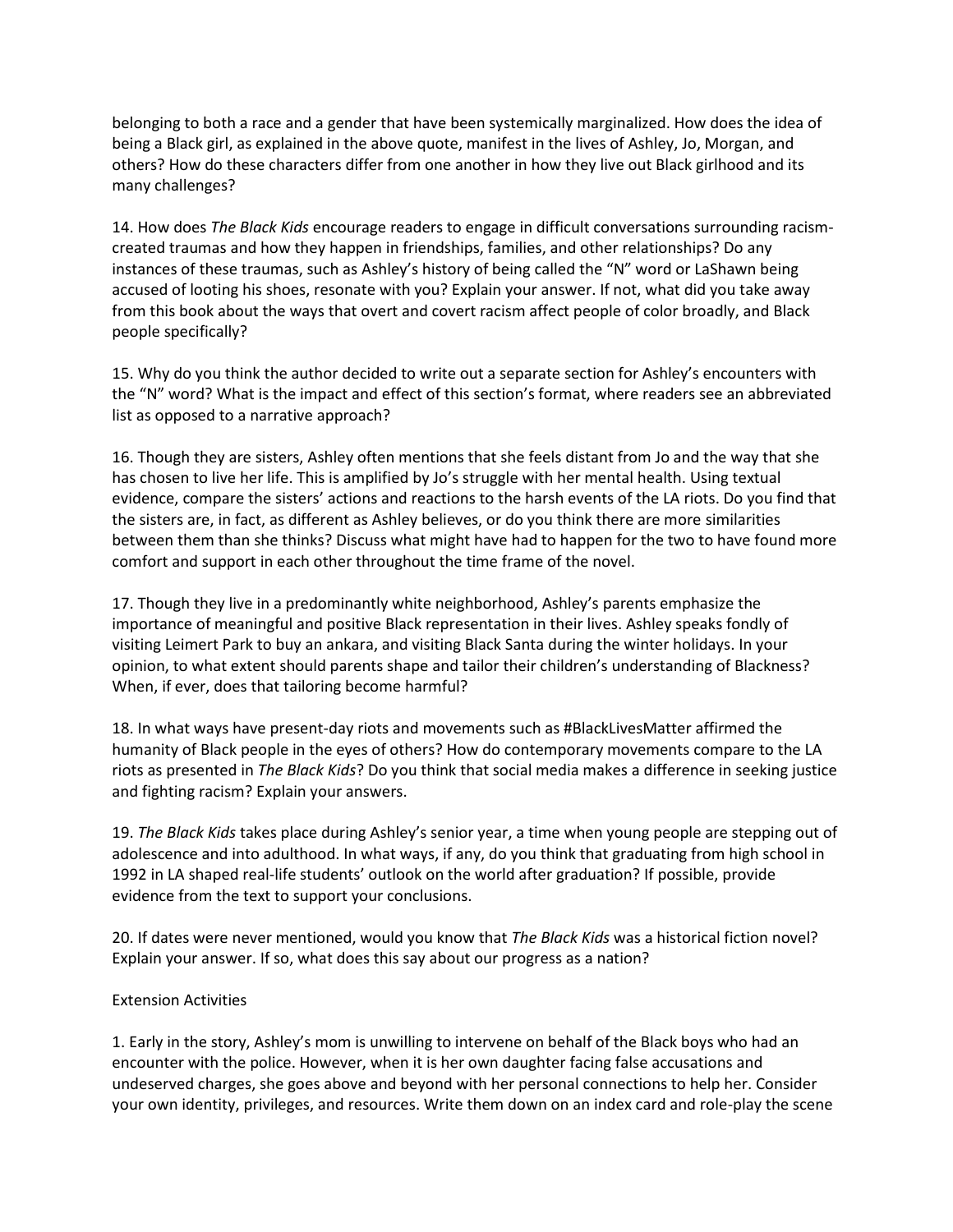belonging to both a race and a gender that have been systemically marginalized. How does the idea of being a Black girl, as explained in the above quote, manifest in the lives of Ashley, Jo, Morgan, and others? How do these characters differ from one another in how they live out Black girlhood and its many challenges?

14. How does *The Black Kids* encourage readers to engage in difficult conversations surrounding racism-created traumas and how they happen in friendships, families, and other relationships? Do any instances of these traumas, such as Ashley's history of being called the "N" word or LaShawn being accused of looting his shoes, resonate with you? Explain your answer. If not, what did you take away from this book about the ways that overt and covert racism affect people of color broadly, and Black people specifically?

15. Why do you think the author decided to write out a separate section for Ashley's encounters with the "N" word? What is the impact and effect of this section's format, where readers see an abbreviated list as opposed to a narrative approach?

16. Though they are sisters, Ashley often mentions that she feels distant from Jo and the way that she has chosen to live her life. This is amplified by Jo's struggle with her mental health. Using textual evidence, compare the sisters' actions and reactions to the harsh events of the LA riots. Do you find that the sisters are, in fact, as different as Ashley believes, or do you think there are more similarities between them than she thinks? Discuss what might have had to happen for the two to have found more comfort and support in each other throughout the time frame of the novel.

17. Though they live in a predominantly white neighborhood, Ashley's parents emphasize the importance of meaningful and positive Black representation in their lives. Ashley speaks fondly of visiting Leimert Park to buy an ankara, and visiting Black Santa during the winter holidays. In your opinion, to what extent should parents shape and tailor their children's understanding of Blackness? When, if ever, does that tailoring become harmful?

18. In what ways have present-day riots and movements such as #BlackLivesMatter affirmed the humanity of Black people in the eyes of others? How do contemporary movements compare to the LA riots as presented in *The Black Kids*? Do you think that social media makes a difference in seeking justice and fighting racism? Explain your answers.

19. *The Black Kids* takes place during Ashley's senior year, a time when young people are stepping out of adolescence and into adulthood. In what ways, if any, do you think that graduating from high school in 1992 in LA shaped real-life students' outlook on the world after graduation? If possible, provide evidence from the text to support your conclusions.

20. If dates were never mentioned, would you know that *The Black Kids* was a historical fiction novel? Explain your answer. If so, what does this say about our progress as a nation?

Extension Activities

1. Early in the story, Ashley's mom is unwilling to intervene on behalf of the Black boys who had an encounter with the police. However, when it is her own daughter facing false accusations and undeserved charges, she goes above and beyond with her personal connections to help her. Consider your own identity, privileges, and resources. Write them down on an index card and role-play the scene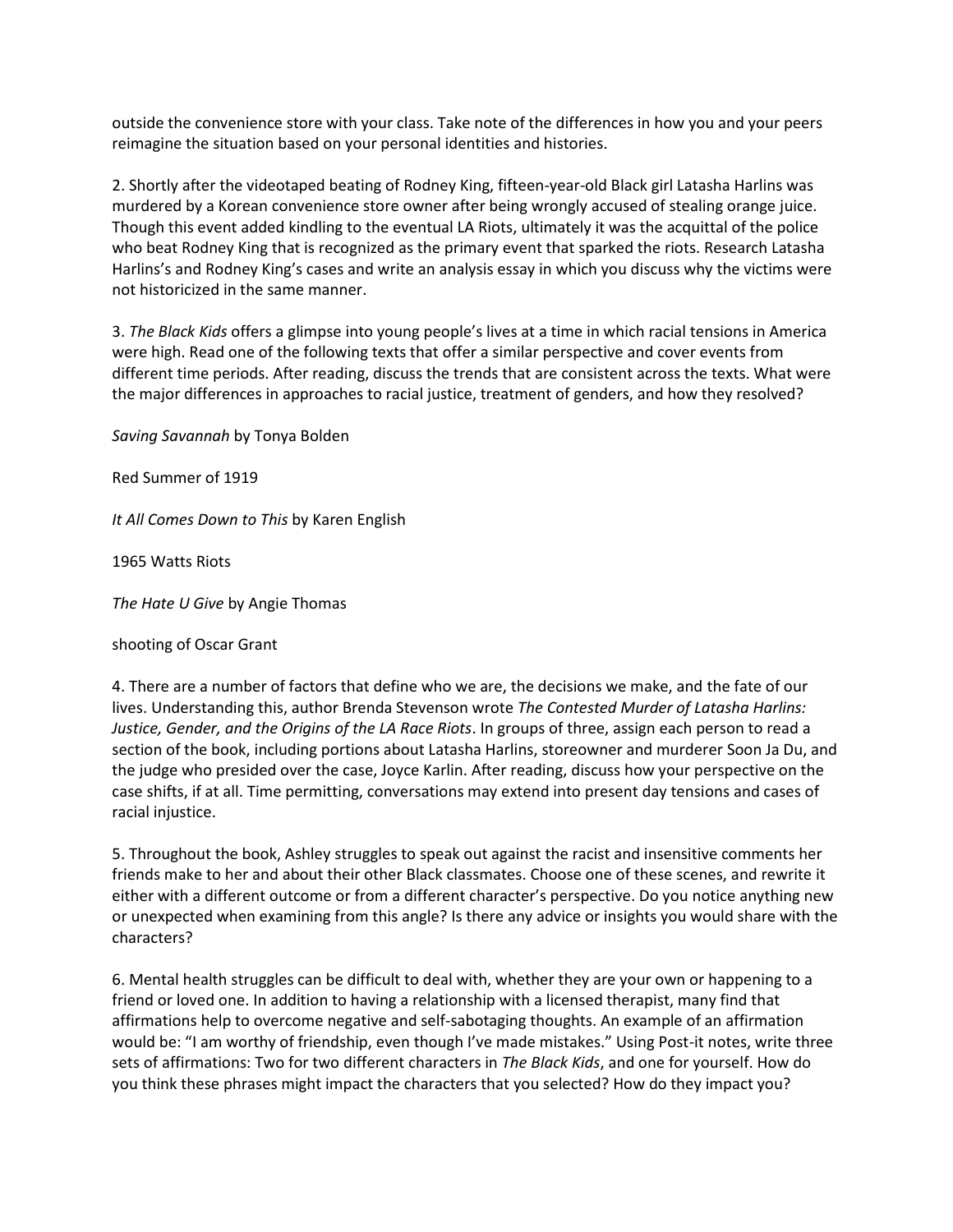outside the convenience store with your class. Take note of the differences in how you and your peers reimagine the situation based on your personal identities and histories.

2. Shortly after the videotaped beating of Rodney King, fifteen-year-old Black girl Latasha Harlins was murdered by a Korean convenience store owner after being wrongly accused of stealing orange juice. Though this event added kindling to the eventual LA Riots, ultimately it was the acquittal of the police who beat Rodney King that is recognized as the primary event that sparked the riots. Research Latasha Harlins's and Rodney King's cases and write an analysis essay in which you discuss why the victims were not historicized in the same manner.

3. *The Black Kids* offers a glimpse into young people's lives at a time in which racial tensions in America were high. Read one of the following texts that offer a similar perspective and cover events from different time periods. After reading, discuss the trends that are consistent across the texts. What were the major differences in approaches to racial justice, treatment of genders, and how they resolved?

*Saving Savannah* by Tonya Bolden

Red Summer of 1919

*It All Comes Down to This* by Karen English

1965 Watts Riots

*The Hate U Give* by Angie Thomas

shooting of Oscar Grant

4. There are a number of factors that define who we are, the decisions we make, and the fate of our lives. Understanding this, author Brenda Stevenson wrote *The Contested Murder of Latasha Harlins: Justice, Gender, and the Origins of the LA Race Riots*. In groups of three, assign each person to read a section of the book, including portions about Latasha Harlins, storeowner and murderer Soon Ja Du, and the judge who presided over the case, Joyce Karlin. After reading, discuss how your perspective on the case shifts, if at all. Time permitting, conversations may extend into present day tensions and cases of racial injustice.

5. Throughout the book, Ashley struggles to speak out against the racist and insensitive comments her friends make to her and about their other Black classmates. Choose one of these scenes, and rewrite it either with a different outcome or from a different character's perspective. Do you notice anything new or unexpected when examining from this angle? Is there any advice or insights you would share with the characters?

6. Mental health struggles can be difficult to deal with, whether they are your own or happening to a friend or loved one. In addition to having a relationship with a licensed therapist, many find that affirmations help to overcome negative and self-sabotaging thoughts. An example of an affirmation would be: "I am worthy of friendship, even though I've made mistakes." Using Post-it notes, write three sets of affirmations: Two for two different characters in *The Black Kids*, and one for yourself. How do you think these phrases might impact the characters that you selected? How do they impact you?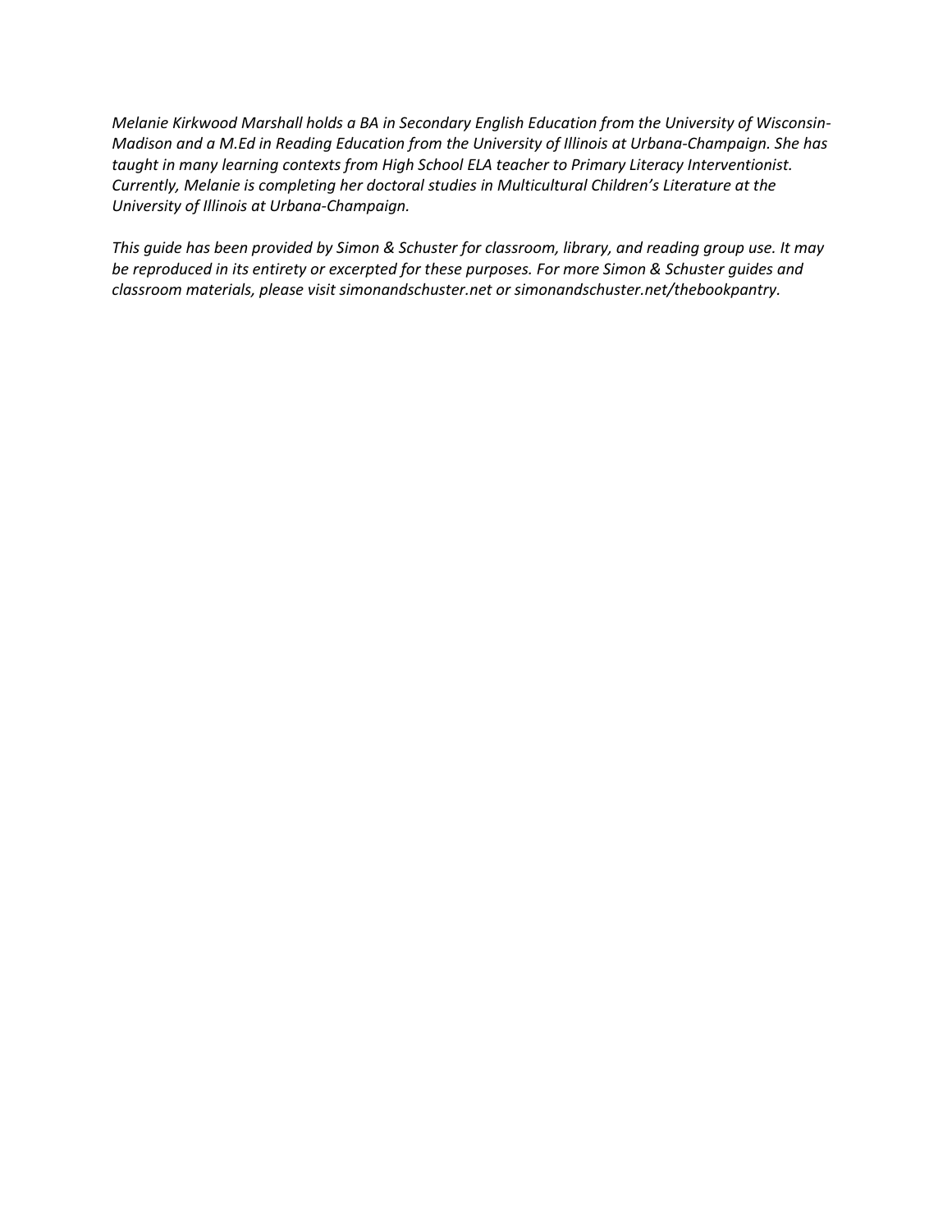*Melanie Kirkwood Marshall holds a BA in Secondary English Education from the University of Wisconsin-Madison and a M.Ed in Reading Education from the University of Illinois at Urbana-Champaign. She has taught in many learning contexts from High School ELA teacher to Primary Literacy Interventionist. Currently, Melanie is completing her doctoral studies in Multicultural Children's Literature at the University of Illinois at Urbana-Champaign.*

*This guide has been provided by Simon & Schuster for classroom, library, and reading group use. It may be reproduced in its entirety or excerpted for these purposes. For more Simon & Schuster guides and classroom materials, please visit simonandschuster.net or simonandschuster.net/thebookpantry.*